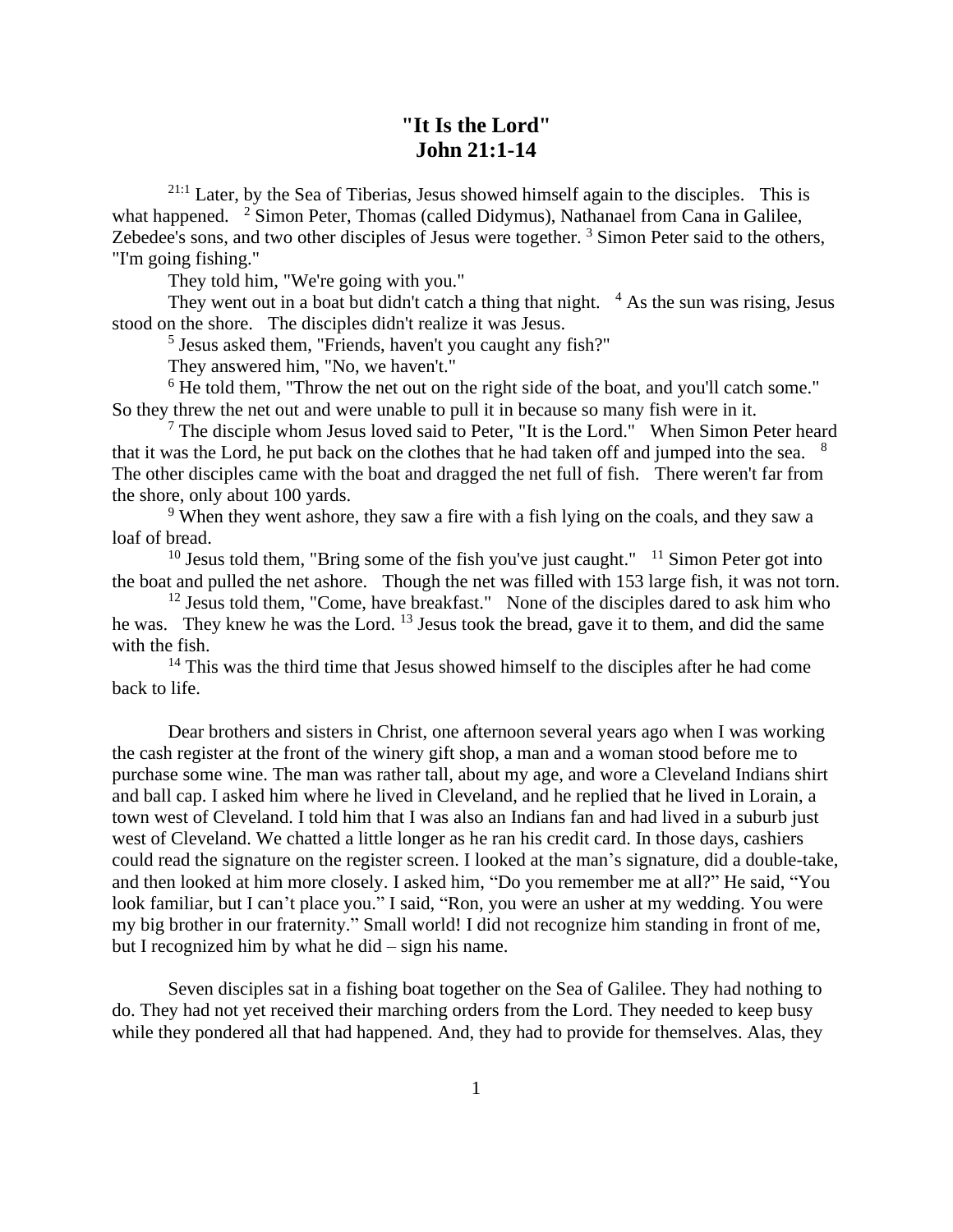# "It Is the Lord"
# John 21:1-14

[21:1] Later, by the Sea of Tiberias, Jesus showed himself again to the disciples. This is what happened. [2] Simon Peter, Thomas (called Didymus), Nathanael from Cana in Galilee, Zebedee's sons, and two other disciples of Jesus were together. [3] Simon Peter said to the others, "I'm going fishing."

They told him, "We're going with you."

They went out in a boat but didn't catch a thing that night. [4] As the sun was rising, Jesus stood on the shore. The disciples didn't realize it was Jesus.

[5] Jesus asked them, "Friends, haven't you caught any fish?"

They answered him, "No, we haven't."

[6] He told them, "Throw the net out on the right side of the boat, and you'll catch some." So they threw the net out and were unable to pull it in because so many fish were in it.

[7] The disciple whom Jesus loved said to Peter, "It is the Lord." When Simon Peter heard that it was the Lord, he put back on the clothes that he had taken off and jumped into the sea. [8] The other disciples came with the boat and dragged the net full of fish. There weren't far from the shore, only about 100 yards.

[9] When they went ashore, they saw a fire with a fish lying on the coals, and they saw a loaf of bread.

[10] Jesus told them, "Bring some of the fish you've just caught." [11] Simon Peter got into the boat and pulled the net ashore. Though the net was filled with 153 large fish, it was not torn.

[12] Jesus told them, "Come, have breakfast." None of the disciples dared to ask him who he was. They knew he was the Lord. [13] Jesus took the bread, gave it to them, and did the same with the fish.

[14] This was the third time that Jesus showed himself to the disciples after he had come back to life.

Dear brothers and sisters in Christ, one afternoon several years ago when I was working the cash register at the front of the winery gift shop, a man and a woman stood before me to purchase some wine. The man was rather tall, about my age, and wore a Cleveland Indians shirt and ball cap. I asked him where he lived in Cleveland, and he replied that he lived in Lorain, a town west of Cleveland. I told him that I was also an Indians fan and had lived in a suburb just west of Cleveland. We chatted a little longer as he ran his credit card. In those days, cashiers could read the signature on the register screen. I looked at the man's signature, did a double-take, and then looked at him more closely. I asked him, "Do you remember me at all?" He said, "You look familiar, but I can't place you." I said, "Ron, you were an usher at my wedding. You were my big brother in our fraternity." Small world! I did not recognize him standing in front of me, but I recognized him by what he did – sign his name.

Seven disciples sat in a fishing boat together on the Sea of Galilee. They had nothing to do. They had not yet received their marching orders from the Lord. They needed to keep busy while they pondered all that had happened. And, they had to provide for themselves. Alas, they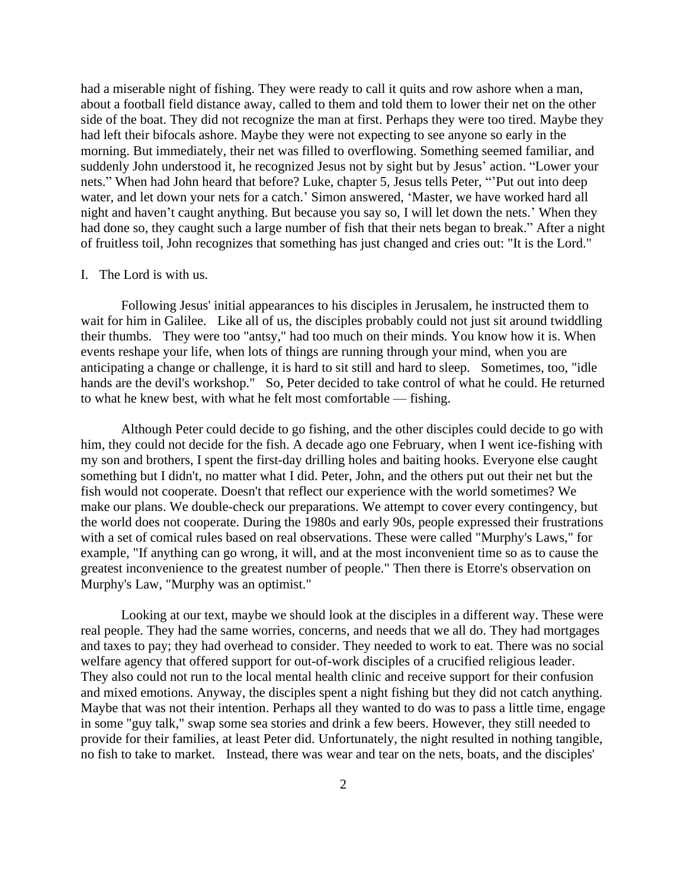had a miserable night of fishing. They were ready to call it quits and row ashore when a man, about a football field distance away, called to them and told them to lower their net on the other side of the boat. They did not recognize the man at first. Perhaps they were too tired. Maybe they had left their bifocals ashore. Maybe they were not expecting to see anyone so early in the morning. But immediately, their net was filled to overflowing. Something seemed familiar, and suddenly John understood it, he recognized Jesus not by sight but by Jesus' action. "Lower your nets." When had John heard that before? Luke, chapter 5, Jesus tells Peter, "'Put out into deep water, and let down your nets for a catch.' Simon answered, 'Master, we have worked hard all night and haven't caught anything. But because you say so, I will let down the nets.' When they had done so, they caught such a large number of fish that their nets began to break." After a night of fruitless toil, John recognizes that something has just changed and cries out: "It is the Lord."

I. The Lord is with us.

Following Jesus' initial appearances to his disciples in Jerusalem, he instructed them to wait for him in Galilee. Like all of us, the disciples probably could not just sit around twiddling their thumbs. They were too "antsy," had too much on their minds. You know how it is. When events reshape your life, when lots of things are running through your mind, when you are anticipating a change or challenge, it is hard to sit still and hard to sleep. Sometimes, too, "idle hands are the devil's workshop." So, Peter decided to take control of what he could. He returned to what he knew best, with what he felt most comfortable — fishing.

Although Peter could decide to go fishing, and the other disciples could decide to go with him, they could not decide for the fish. A decade ago one February, when I went ice-fishing with my son and brothers, I spent the first-day drilling holes and baiting hooks. Everyone else caught something but I didn't, no matter what I did. Peter, John, and the others put out their net but the fish would not cooperate. Doesn't that reflect our experience with the world sometimes? We make our plans. We double-check our preparations. We attempt to cover every contingency, but the world does not cooperate. During the 1980s and early 90s, people expressed their frustrations with a set of comical rules based on real observations. These were called "Murphy's Laws," for example, "If anything can go wrong, it will, and at the most inconvenient time so as to cause the greatest inconvenience to the greatest number of people." Then there is Etorre's observation on Murphy's Law, "Murphy was an optimist."

Looking at our text, maybe we should look at the disciples in a different way. These were real people. They had the same worries, concerns, and needs that we all do. They had mortgages and taxes to pay; they had overhead to consider. They needed to work to eat. There was no social welfare agency that offered support for out-of-work disciples of a crucified religious leader. They also could not run to the local mental health clinic and receive support for their confusion and mixed emotions. Anyway, the disciples spent a night fishing but they did not catch anything. Maybe that was not their intention. Perhaps all they wanted to do was to pass a little time, engage in some "guy talk," swap some sea stories and drink a few beers. However, they still needed to provide for their families, at least Peter did. Unfortunately, the night resulted in nothing tangible, no fish to take to market. Instead, there was wear and tear on the nets, boats, and the disciples'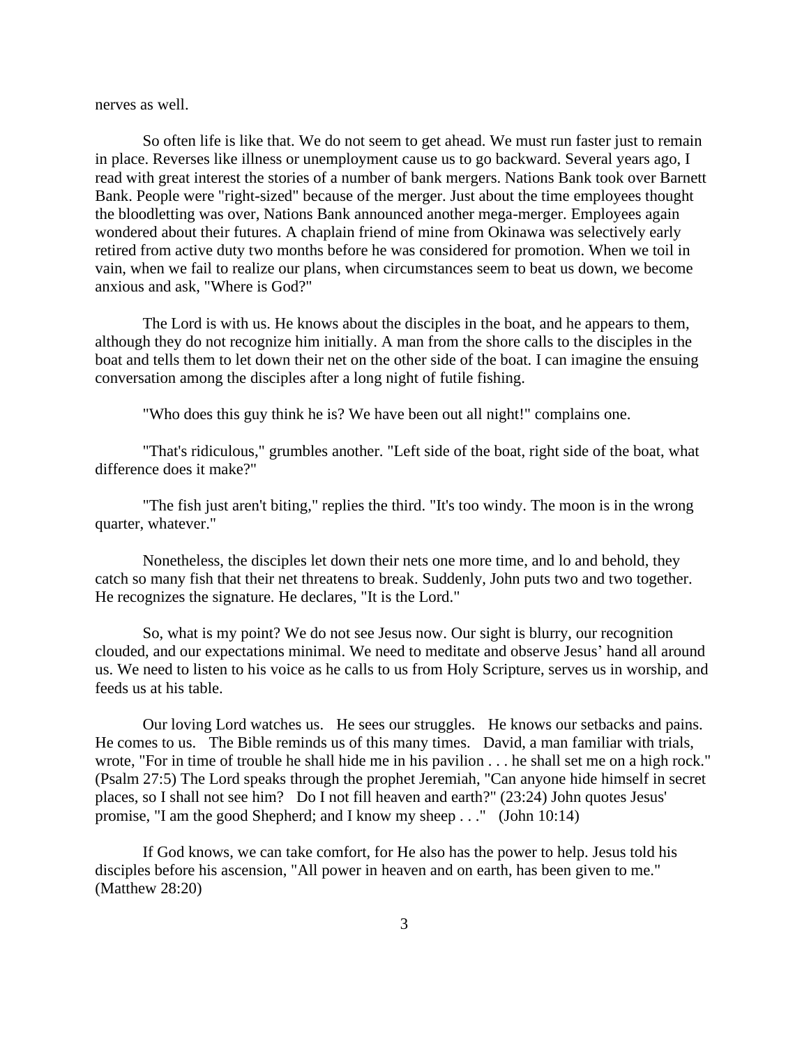nerves as well.

So often life is like that. We do not seem to get ahead. We must run faster just to remain in place. Reverses like illness or unemployment cause us to go backward. Several years ago, I read with great interest the stories of a number of bank mergers. Nations Bank took over Barnett Bank. People were "right-sized" because of the merger. Just about the time employees thought the bloodletting was over, Nations Bank announced another mega-merger. Employees again wondered about their futures. A chaplain friend of mine from Okinawa was selectively early retired from active duty two months before he was considered for promotion. When we toil in vain, when we fail to realize our plans, when circumstances seem to beat us down, we become anxious and ask, "Where is God?"

The Lord is with us. He knows about the disciples in the boat, and he appears to them, although they do not recognize him initially. A man from the shore calls to the disciples in the boat and tells them to let down their net on the other side of the boat. I can imagine the ensuing conversation among the disciples after a long night of futile fishing.

"Who does this guy think he is? We have been out all night!" complains one.

"That's ridiculous," grumbles another. "Left side of the boat, right side of the boat, what difference does it make?"

"The fish just aren't biting," replies the third. "It's too windy. The moon is in the wrong quarter, whatever."

Nonetheless, the disciples let down their nets one more time, and lo and behold, they catch so many fish that their net threatens to break. Suddenly, John puts two and two together. He recognizes the signature. He declares, "It is the Lord."

So, what is my point? We do not see Jesus now. Our sight is blurry, our recognition clouded, and our expectations minimal. We need to meditate and observe Jesus' hand all around us. We need to listen to his voice as he calls to us from Holy Scripture, serves us in worship, and feeds us at his table.

Our loving Lord watches us. He sees our struggles. He knows our setbacks and pains. He comes to us. The Bible reminds us of this many times. David, a man familiar with trials, wrote, "For in time of trouble he shall hide me in his pavilion . . . he shall set me on a high rock." (Psalm 27:5) The Lord speaks through the prophet Jeremiah, "Can anyone hide himself in secret places, so I shall not see him? Do I not fill heaven and earth?" (23:24) John quotes Jesus' promise, "I am the good Shepherd; and I know my sheep . . ." (John 10:14)

If God knows, we can take comfort, for He also has the power to help. Jesus told his disciples before his ascension, "All power in heaven and on earth, has been given to me." (Matthew 28:20)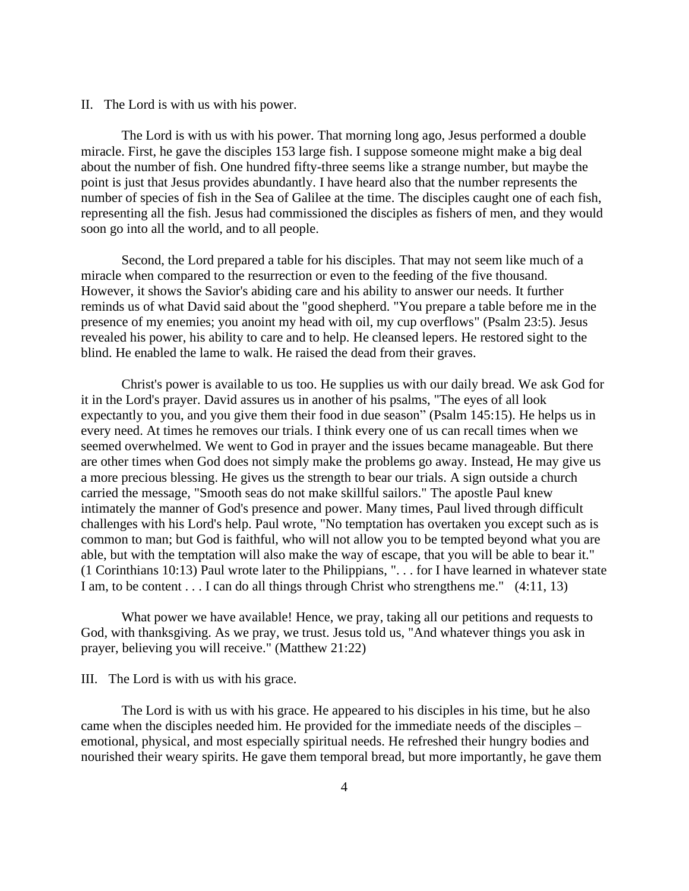## II. The Lord is with us with his power.

The Lord is with us with his power. That morning long ago, Jesus performed a double miracle. First, he gave the disciples 153 large fish. I suppose someone might make a big deal about the number of fish. One hundred fifty-three seems like a strange number, but maybe the point is just that Jesus provides abundantly. I have heard also that the number represents the number of species of fish in the Sea of Galilee at the time. The disciples caught one of each fish, representing all the fish. Jesus had commissioned the disciples as fishers of men, and they would soon go into all the world, and to all people.

Second, the Lord prepared a table for his disciples. That may not seem like much of a miracle when compared to the resurrection or even to the feeding of the five thousand. However, it shows the Savior's abiding care and his ability to answer our needs. It further reminds us of what David said about the "good shepherd. "You prepare a table before me in the presence of my enemies; you anoint my head with oil, my cup overflows" (Psalm 23:5). Jesus revealed his power, his ability to care and to help. He cleansed lepers. He restored sight to the blind. He enabled the lame to walk. He raised the dead from their graves.

Christ's power is available to us too. He supplies us with our daily bread. We ask God for it in the Lord's prayer. David assures us in another of his psalms, "The eyes of all look expectantly to you, and you give them their food in due season" (Psalm 145:15). He helps us in every need. At times he removes our trials. I think every one of us can recall times when we seemed overwhelmed. We went to God in prayer and the issues became manageable. But there are other times when God does not simply make the problems go away. Instead, He may give us a more precious blessing. He gives us the strength to bear our trials. A sign outside a church carried the message, "Smooth seas do not make skillful sailors." The apostle Paul knew intimately the manner of God's presence and power. Many times, Paul lived through difficult challenges with his Lord's help. Paul wrote, "No temptation has overtaken you except such as is common to man; but God is faithful, who will not allow you to be tempted beyond what you are able, but with the temptation will also make the way of escape, that you will be able to bear it." (1 Corinthians 10:13) Paul wrote later to the Philippians, ". . . for I have learned in whatever state I am, to be content . . . I can do all things through Christ who strengthens me." (4:11, 13)

What power we have available! Hence, we pray, taking all our petitions and requests to God, with thanksgiving. As we pray, we trust. Jesus told us, "And whatever things you ask in prayer, believing you will receive." (Matthew 21:22)

## III. The Lord is with us with his grace.

The Lord is with us with his grace. He appeared to his disciples in his time, but he also came when the disciples needed him. He provided for the immediate needs of the disciples – emotional, physical, and most especially spiritual needs. He refreshed their hungry bodies and nourished their weary spirits. He gave them temporal bread, but more importantly, he gave them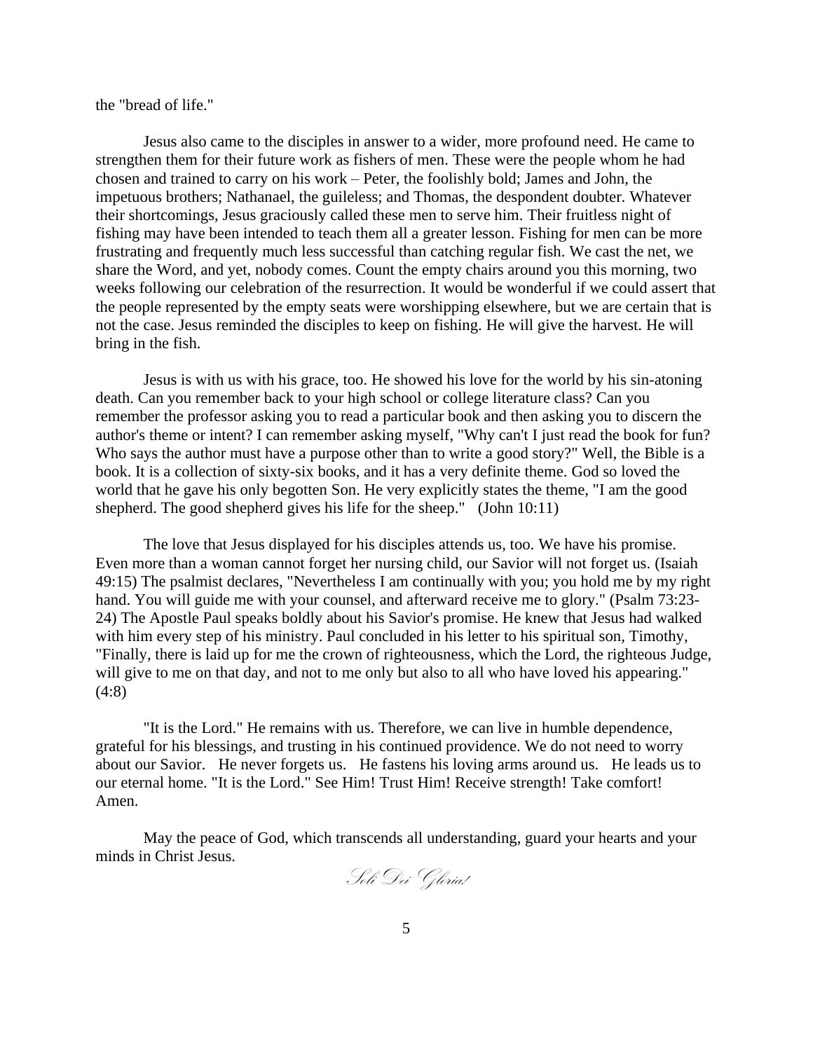the "bread of life."

Jesus also came to the disciples in answer to a wider, more profound need. He came to strengthen them for their future work as fishers of men. These were the people whom he had chosen and trained to carry on his work – Peter, the foolishly bold; James and John, the impetuous brothers; Nathanael, the guileless; and Thomas, the despondent doubter. Whatever their shortcomings, Jesus graciously called these men to serve him. Their fruitless night of fishing may have been intended to teach them all a greater lesson. Fishing for men can be more frustrating and frequently much less successful than catching regular fish. We cast the net, we share the Word, and yet, nobody comes. Count the empty chairs around you this morning, two weeks following our celebration of the resurrection. It would be wonderful if we could assert that the people represented by the empty seats were worshipping elsewhere, but we are certain that is not the case. Jesus reminded the disciples to keep on fishing. He will give the harvest. He will bring in the fish.

Jesus is with us with his grace, too. He showed his love for the world by his sin-atoning death. Can you remember back to your high school or college literature class? Can you remember the professor asking you to read a particular book and then asking you to discern the author's theme or intent? I can remember asking myself, "Why can't I just read the book for fun? Who says the author must have a purpose other than to write a good story?" Well, the Bible is a book. It is a collection of sixty-six books, and it has a very definite theme. God so loved the world that he gave his only begotten Son. He very explicitly states the theme, "I am the good shepherd. The good shepherd gives his life for the sheep." (John 10:11)

The love that Jesus displayed for his disciples attends us, too. We have his promise. Even more than a woman cannot forget her nursing child, our Savior will not forget us. (Isaiah 49:15) The psalmist declares, "Nevertheless I am continually with you; you hold me by my right hand. You will guide me with your counsel, and afterward receive me to glory." (Psalm 73:23-24) The Apostle Paul speaks boldly about his Savior's promise. He knew that Jesus had walked with him every step of his ministry. Paul concluded in his letter to his spiritual son, Timothy, "Finally, there is laid up for me the crown of righteousness, which the Lord, the righteous Judge, will give to me on that day, and not to me only but also to all who have loved his appearing." (4:8)

"It is the Lord." He remains with us. Therefore, we can live in humble dependence, grateful for his blessings, and trusting in his continued providence. We do not need to worry about our Savior. He never forgets us. He fastens his loving arms around us. He leads us to our eternal home. "It is the Lord." See Him! Trust Him! Receive strength! Take comfort! Amen.

May the peace of God, which transcends all understanding, guard your hearts and your minds in Christ Jesus.

*Soli Dei Gloria!*